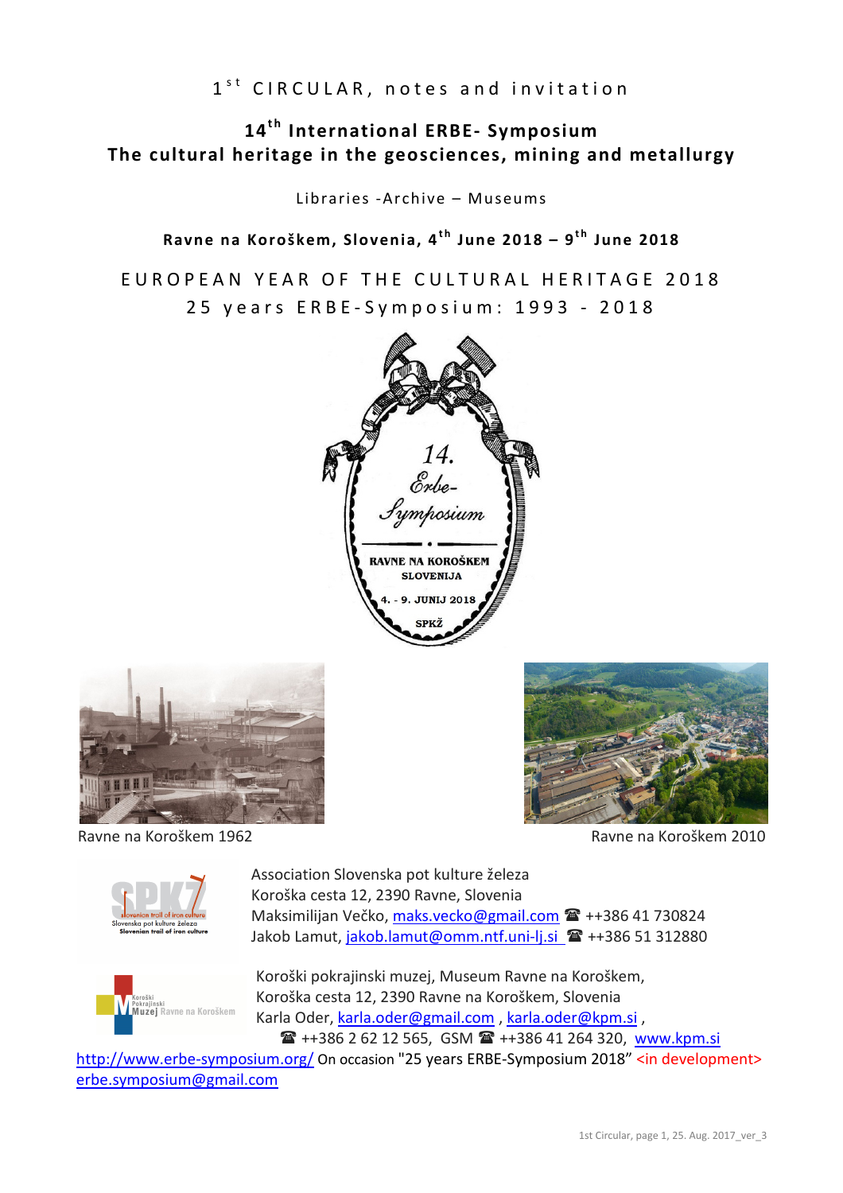1st CIRCULAR, notes and invitation

# 14th International ERBE- Symposium
## The cultural heritage in the geosciences, mining and metallurgy

Libraries -Archive – Museums

**Ravne na Koroškem, Slovenia, 4th June 2018 – 9th June 2018**

EUROPEAN YEAR OF THE CULTURAL HERITAGE 2018
25 years ERBE-Symposium: 1993 - 2018

14. Erbe-Symposium
RAVNE NA KOROŠKEM
SLOVENIJA
4. - 9. JUNIJ 2018
SPKŽ

Ravne na Koroškem 1962

Ravne na Koroškem 2010

Association Slovenska pot kulture železa
Koroška cesta 12, 2390 Ravne, Slovenia
Maksimilijan Večko, maks.vecko@gmail.com ☎ ++386 41 730824
Jakob Lamut, jakob.lamut@omm.ntf.uni-lj.si ☎ ++386 51 312880

Koroški pokrajinski muzej, Museum Ravne na Koroškem,
Koroška cesta 12, 2390 Ravne na Koroškem, Slovenia
Karla Oder, karla.oder@gmail.com , karla.oder@kpm.si ,
☎ ++386 2 62 12 565, GSM ☎ ++386 41 264 320, www.kpm.si

http://www.erbe-symposium.org/ On occasion "25 years ERBE-Symposium 2018" <in development>
erbe.symposium@gmail.com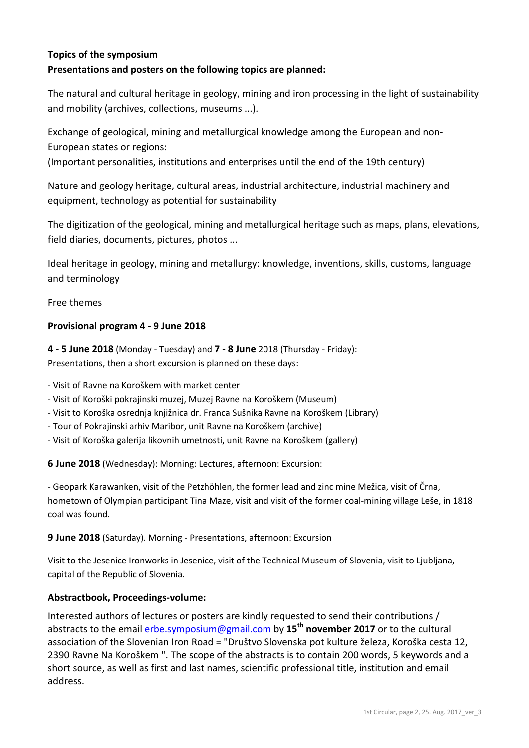**Topics of the symposium**

**Presentations and posters on the following topics are planned:**

The natural and cultural heritage in geology, mining and iron processing in the light of sustainability and mobility (archives, collections, museums ...).

Exchange of geological, mining and metallurgical knowledge among the European and non-European states or regions:
(Important personalities, institutions and enterprises until the end of the 19th century)

Nature and geology heritage, cultural areas, industrial architecture, industrial machinery and equipment, technology as potential for sustainability

The digitization of the geological, mining and metallurgical heritage such as maps, plans, elevations, field diaries, documents, pictures, photos ...

Ideal heritage in geology, mining and metallurgy: knowledge, inventions, skills, customs, language and terminology

Free themes

**Provisional program 4 - 9 June 2018**

**4 - 5 June 2018** (Monday - Tuesday) and **7 - 8 June** 2018 (Thursday - Friday):
Presentations, then a short excursion is planned on these days:

- Visit of Ravne na Koroškem with market center
- Visit of Koroški pokrajinski muzej, Muzej Ravne na Koroškem (Museum)
- Visit to Koroška osrednja knjižnica dr. Franca Sušnika Ravne na Koroškem (Library)
- Tour of Pokrajinski arhiv Maribor, unit Ravne na Koroškem (archive)
- Visit of Koroška galerija likovnih umetnosti, unit Ravne na Koroškem (gallery)

**6 June 2018** (Wednesday): Morning: Lectures, afternoon: Excursion:

- Geopark Karawanken, visit of the Petzhöhlen, the former lead and zinc mine Mežica, visit of Črna, hometown of Olympian participant Tina Maze, visit and visit of the former coal-mining village Leše, in 1818 coal was found.

**9 June 2018** (Saturday). Morning - Presentations, afternoon: Excursion

Visit to the Jesenice Ironworks in Jesenice, visit of the Technical Museum of Slovenia, visit to Ljubljana, capital of the Republic of Slovenia.

**Abstractbook, Proceedings-volume:**

Interested authors of lectures or posters are kindly requested to send their contributions / abstracts to the email erbe.symposium@gmail.com by **15th november 2017** or to the cultural association of the Slovenian Iron Road = "Društvo Slovenska pot kulture železa, Koroška cesta 12, 2390 Ravne Na Koroškem ". The scope of the abstracts is to contain 200 words, 5 keywords and a short source, as well as first and last names, scientific professional title, institution and email address.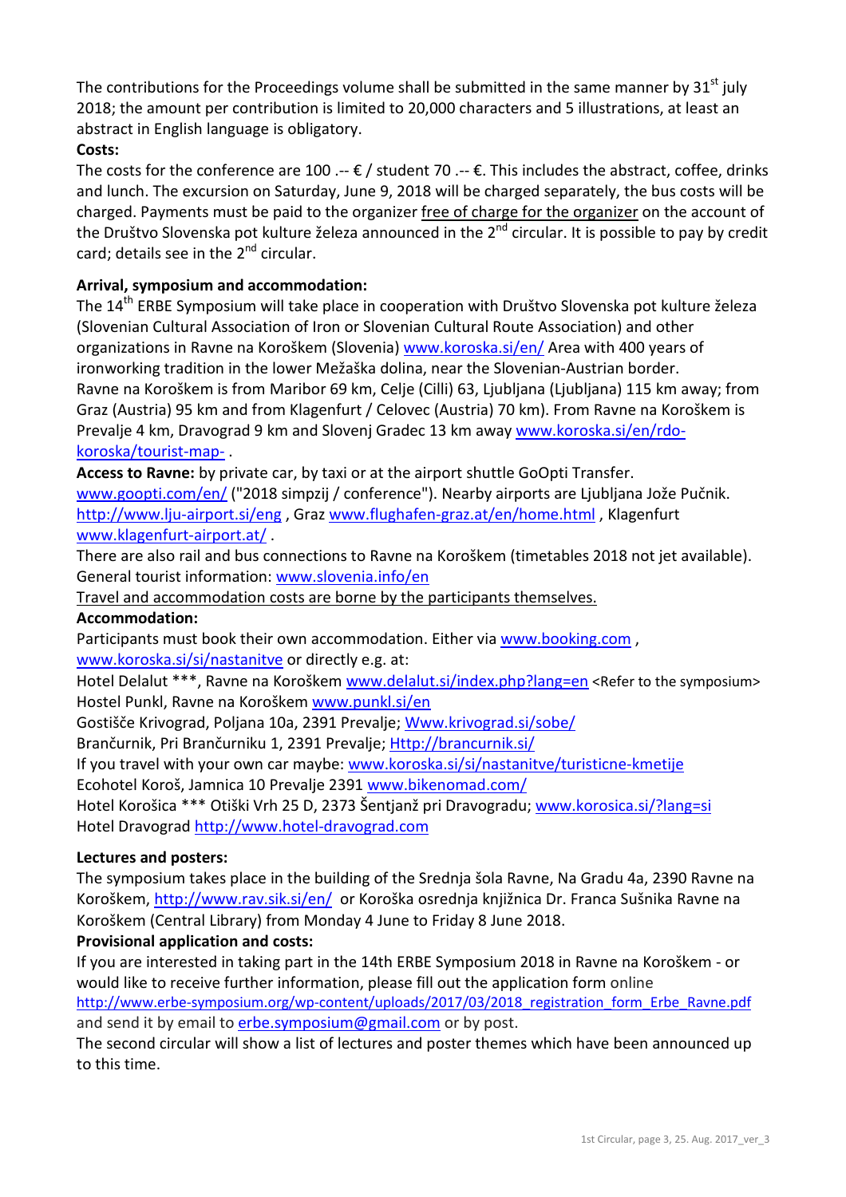The contributions for the Proceedings volume shall be submitted in the same manner by 31st july 2018; the amount per contribution is limited to 20,000 characters and 5 illustrations, at least an abstract in English language is obligatory.

**Costs:**

The costs for the conference are 100 .-- € / student 70 .-- €. This includes the abstract, coffee, drinks and lunch. The excursion on Saturday, June 9, 2018 will be charged separately, the bus costs will be charged. Payments must be paid to the organizer free of charge for the organizer on the account of the Društvo Slovenska pot kulture železa announced in the 2nd circular. It is possible to pay by credit card; details see in the 2nd circular.

**Arrival, symposium and accommodation:**

The 14th ERBE Symposium will take place in cooperation with Društvo Slovenska pot kulture železa (Slovenian Cultural Association of Iron or Slovenian Cultural Route Association) and other organizations in Ravne na Koroškem (Slovenia) www.koroska.si/en/ Area with 400 years of ironworking tradition in the lower Mežaška dolina, near the Slovenian-Austrian border.
Ravne na Koroškem is from Maribor 69 km, Celje (Cilli) 63, Ljubljana (Ljubljana) 115 km away; from Graz (Austria) 95 km and from Klagenfurt / Celovec (Austria) 70 km). From Ravne na Koroškem is Prevalje 4 km, Dravograd 9 km and Slovenj Gradec 13 km away www.koroska.si/en/rdo-koroska/tourist-map- .

**Access to Ravne:** by private car, by taxi or at the airport shuttle GoOpti Transfer. www.goopti.com/en/ ("2018 simpzij / conference"). Nearby airports are Ljubljana Jože Pučnik. http://www.lju-airport.si/eng , Graz www.flughafen-graz.at/en/home.html , Klagenfurt www.klagenfurt-airport.at/ .
There are also rail and bus connections to Ravne na Koroškem (timetables 2018 not jet available). General tourist information: www.slovenia.info/en
Travel and accommodation costs are borne by the participants themselves.

**Accommodation:**

Participants must book their own accommodation. Either via www.booking.com , www.koroska.si/si/nastanitve or directly e.g. at:
Hotel Delalut ***, Ravne na Koroškem www.delalut.si/index.php?lang=en <Refer to the symposium>
Hostel Punkl, Ravne na Koroškem www.punkl.si/en
Gostišče Krivograd, Poljana 10a, 2391 Prevalje; Www.krivograd.si/sobe/
Brančurnik, Pri Brančurniku 1, 2391 Prevalje; Http://brancurnik.si/
If you travel with your own car maybe: www.koroska.si/si/nastanitve/turisticne-kmetije
Ecohotel Koroš, Jamnica 10 Prevalje 2391 www.bikenomad.com/
Hotel Korošica *** Otiški Vrh 25 D, 2373 Šentjanž pri Dravogradu; www.korosica.si/?lang=si
Hotel Dravograd http://www.hotel-dravograd.com

**Lectures and posters:**

The symposium takes place in the building of the Srednja šola Ravne, Na Gradu 4a, 2390 Ravne na Koroškem, http://www.rav.sik.si/en/ or Koroška osrednja knjižnica Dr. Franca Sušnika Ravne na Koroškem (Central Library) from Monday 4 June to Friday 8 June 2018.

**Provisional application and costs:**

If you are interested in taking part in the 14th ERBE Symposium 2018 in Ravne na Koroškem - or would like to receive further information, please fill out the application form online http://www.erbe-symposium.org/wp-content/uploads/2017/03/2018_registration_form_Erbe_Ravne.pdf and send it by email to erbe.symposium@gmail.com or by post.
The second circular will show a list of lectures and poster themes which have been announced up to this time.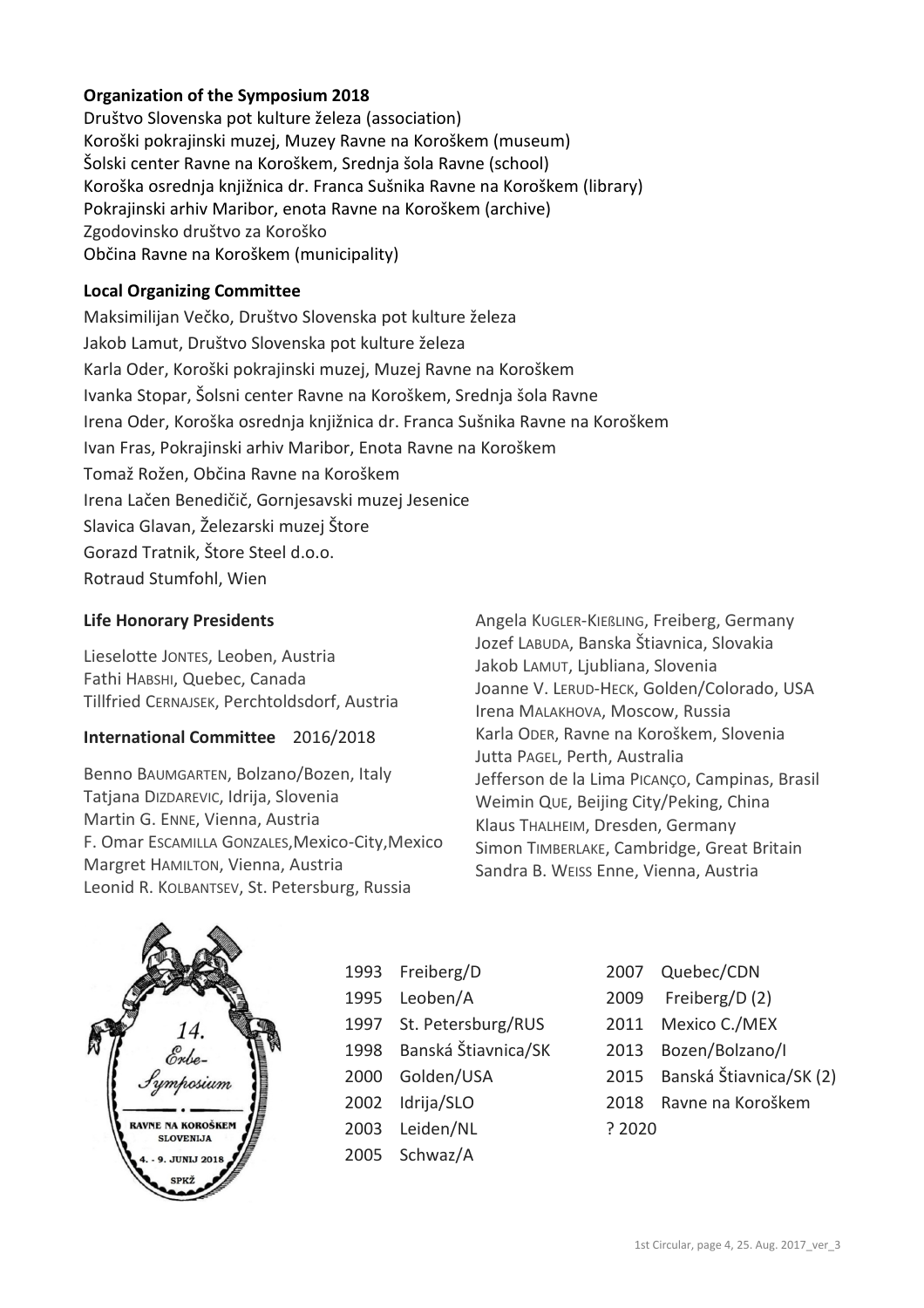**Organization of the Symposium 2018**

Društvo Slovenska pot kulture železa (association)
Koroški pokrajinski muzej, Muzey Ravne na Koroškem (museum)
Šolski center Ravne na Koroškem, Srednja šola Ravne (school)
Koroška osrednja knjižnica dr. Franca Sušnika Ravne na Koroškem (library)
Pokrajinski arhiv Maribor, enota Ravne na Koroškem (archive)
Zgodovinsko društvo za Koroško
Občina Ravne na Koroškem (municipality)

**Local Organizing Committee**

Maksimilijan Večko, Društvo Slovenska pot kulture železa
Jakob Lamut, Društvo Slovenska pot kulture železa
Karla Oder, Koroški pokrajinski muzej, Muzej Ravne na Koroškem
Ivanka Stopar, Šolsni center Ravne na Koroškem, Srednja šola Ravne
Irena Oder, Koroška osrednja knjižnica dr. Franca Sušnika Ravne na Koroškem
Ivan Fras, Pokrajinski arhiv Maribor, Enota Ravne na Koroškem
Tomaž Rožen, Občina Ravne na Koroškem
Irena Lačen Benedičič, Gornjesavski muzej Jesenice
Slavica Glavan, Železarski muzej Štore
Gorazd Tratnik, Štore Steel d.o.o.
Rotraud Stumfohl, Wien

**Life Honorary Presidents**

Lieselotte JONTES, Leoben, Austria
Fathi HABSHI, Quebec, Canada
Tillfried CERNAJSEK, Perchtoldsdorf, Austria

**International Committee** 2016/2018

Benno BAUMGARTEN, Bolzano/Bozen, Italy
Tatjana DIZDAREVIC, Idrija, Slovenia
Martin G. ENNE, Vienna, Austria
F. Omar ESCAMILLA GONZALES, Mexico-City, Mexico
Margret HAMILTON, Vienna, Austria
Leonid R. KOLBANTSEV, St. Petersburg, Russia
Angela KUGLER-KIEßLING, Freiberg, Germany
Jozef LABUDA, Banska Štiavnica, Slovakia
Jakob LAMUT, Ljubliana, Slovenia
Joanne V. LERUD-HECK, Golden/Colorado, USA
Irena MALAKHOVA, Moscow, Russia
Karla ODER, Ravne na Koroškem, Slovenia
Jutta PAGEL, Perth, Australia
Jefferson de la Lima PICANÇO, Campinas, Brasil
Weimin QUE, Beijing City/Peking, China
Klaus THALHEIM, Dresden, Germany
Simon TIMBERLAKE, Cambridge, Great Britain
Sandra B. WEISS Enne, Vienna, Austria

14. Erbe-Symposium
RAVNE NA KOROŠKEM
SLOVENIJA
4. - 9. JUNIJ 2018
SPKŽ

1993 Freiberg/D
1995 Leoben/A
1997 St. Petersburg/RUS
1998 Banská Štiavnica/SK
2000 Golden/USA
2002 Idrija/SLO
2003 Leiden/NL
2005 Schwaz/A
2007 Quebec/CDN
2009 Freiberg/D (2)
2011 Mexico C./MEX
2013 Bozen/Bolzano/I
2015 Banská Štiavnica/SK (2)
2018 Ravne na Koroškem
? 2020

1st Circular, page 4, 25. Aug. 2017_ver_3